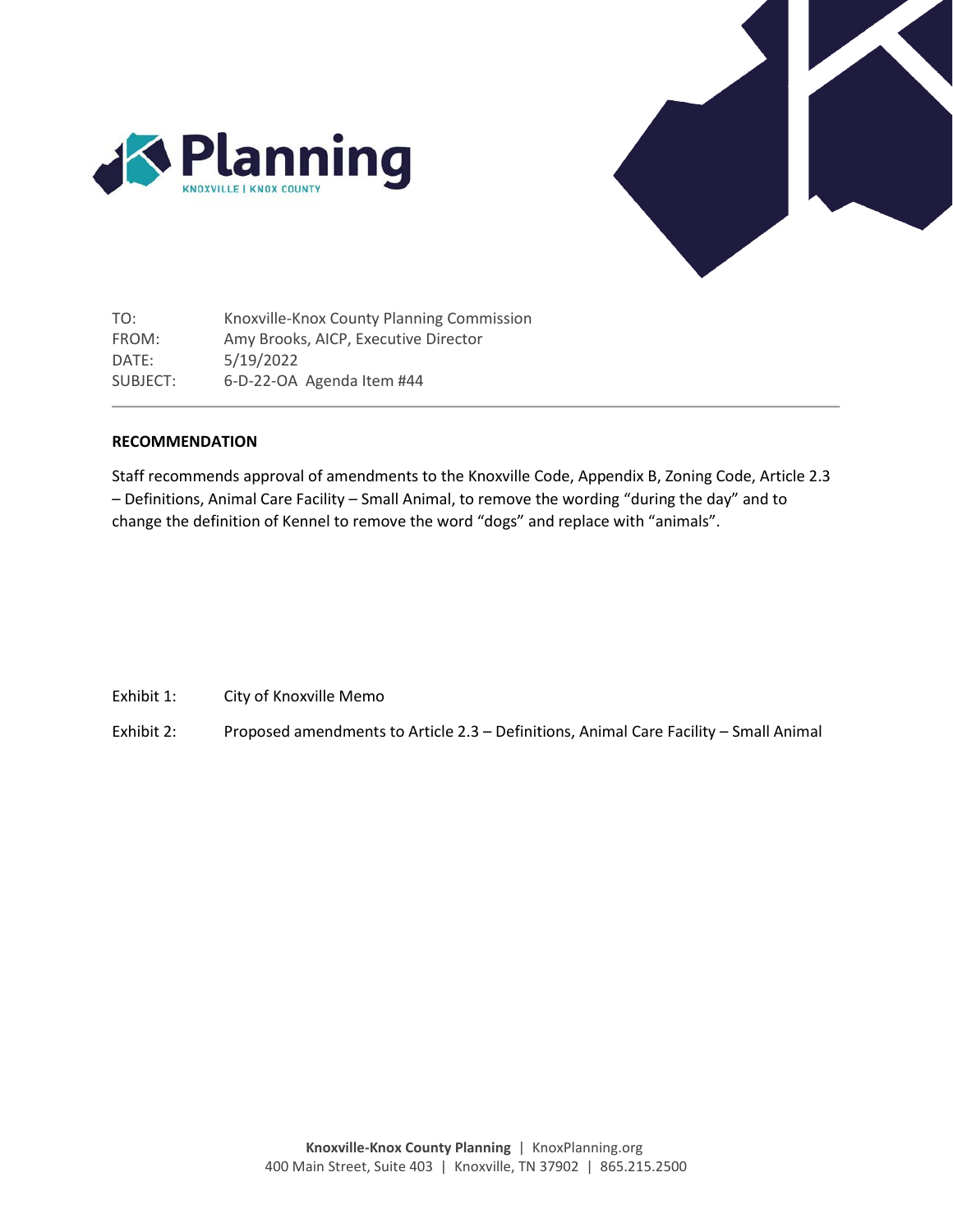Planning

KNOXVILLE | KNOX COUNTY

| | |
|---|---|
| TO: | Knoxville-Knox County Planning Commission |
| FROM: | Amy Brooks, AICP, Executive Director |
| DATE: | 5/19/2022 |
| SUBJECT: | 6-D-22-OA Agenda Item #44 |

---

**RECOMMENDATION**

Staff recommends approval of amendments to the Knoxville Code, Appendix B, Zoning Code, Article 2.3 – Definitions, Animal Care Facility – Small Animal, to remove the wording "during the day" and to change the definition of Kennel to remove the word "dogs" and replace with "animals".

Exhibit 1: City of Knoxville Memo

Exhibit 2: Proposed amendments to Article 2.3 – Definitions, Animal Care Facility – Small Animal

**Knoxville-Knox County Planning** | KnoxPlanning.org
400 Main Street, Suite 403 | Knoxville, TN 37902 | 865.215.2500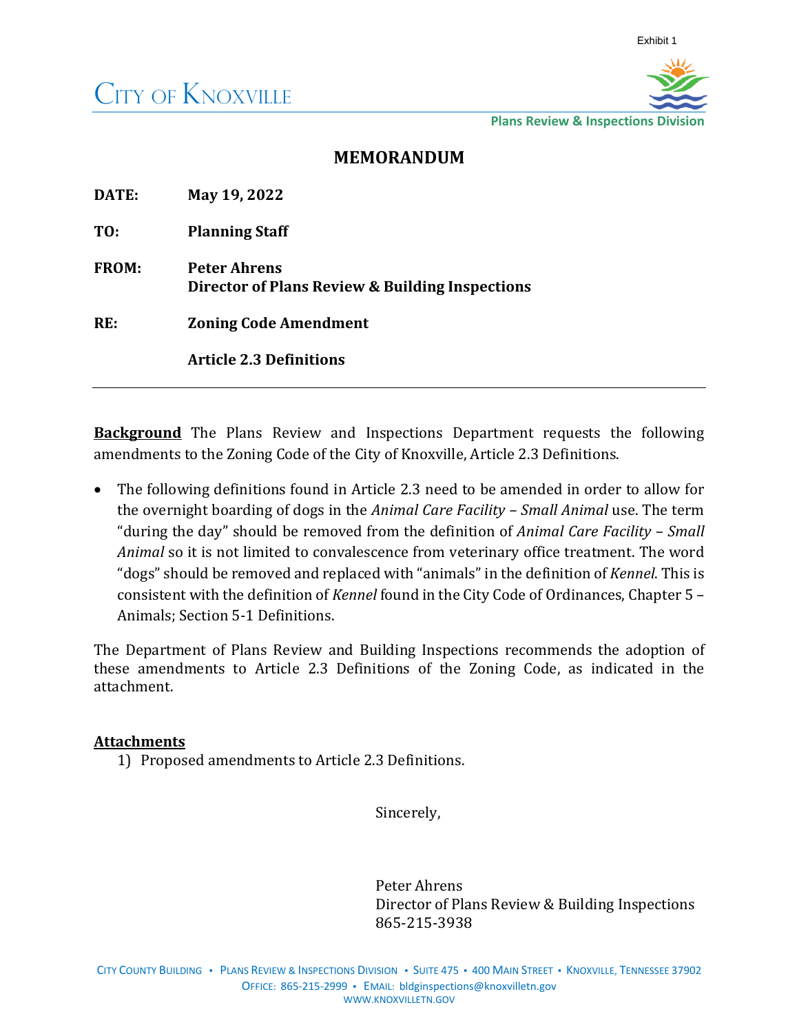Exhibit 1

CITY OF KNOXVILLE

**Plans Review & Inspections Division**

# MEMORANDUM

**DATE:** **May 19, 2022**

**TO:** **Planning Staff**

**FROM:** **Peter Ahrens**
**Director of Plans Review & Building Inspections**

**RE:** **Zoning Code Amendment**

**Article 2.3 Definitions**

---

**Background** The Plans Review and Inspections Department requests the following amendments to the Zoning Code of the City of Knoxville, Article 2.3 Definitions.

- The following definitions found in Article 2.3 need to be amended in order to allow for the overnight boarding of dogs in the *Animal Care Facility – Small Animal* use. The term "during the day" should be removed from the definition of *Animal Care Facility – Small Animal* so it is not limited to convalescence from veterinary office treatment. The word "dogs" should be removed and replaced with "animals" in the definition of *Kennel*. This is consistent with the definition of *Kennel* found in the City Code of Ordinances, Chapter 5 – Animals; Section 5-1 Definitions.

The Department of Plans Review and Building Inspections recommends the adoption of these amendments to Article 2.3 Definitions of the Zoning Code, as indicated in the attachment.

**Attachments**

1) Proposed amendments to Article 2.3 Definitions.

Sincerely,

Peter Ahrens
Director of Plans Review & Building Inspections
865-215-3938

CITY COUNTY BUILDING ▪ PLANS REVIEW & INSPECTIONS DIVISION ▪ SUITE 475 ▪ 400 MAIN STREET ▪ KNOXVILLE, TENNESSEE 37902
OFFICE: 865-215-2999 ▪ EMAIL: bldginspections@knoxvilletn.gov
WWW.KNOXVILLETN.GOV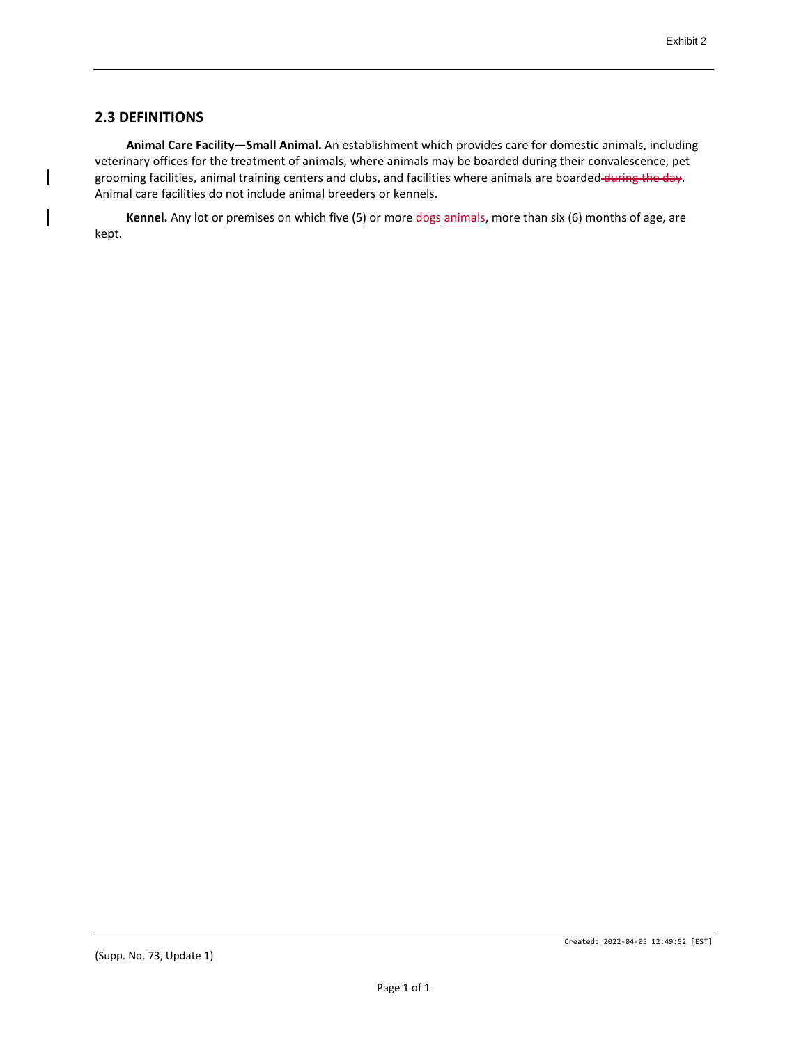## 2.3 DEFINITIONS

**Animal Care Facility—Small Animal.** An establishment which provides care for domestic animals, including veterinary offices for the treatment of animals, where animals may be boarded during their convalescence, pet grooming facilities, animal training centers and clubs, and facilities where animals are boarded ~~during the day~~. Animal care facilities do not include animal breeders or kennels.

**Kennel.** Any lot or premises on which five (5) or more ~~dogs~~ animals, more than six (6) months of age, are kept.